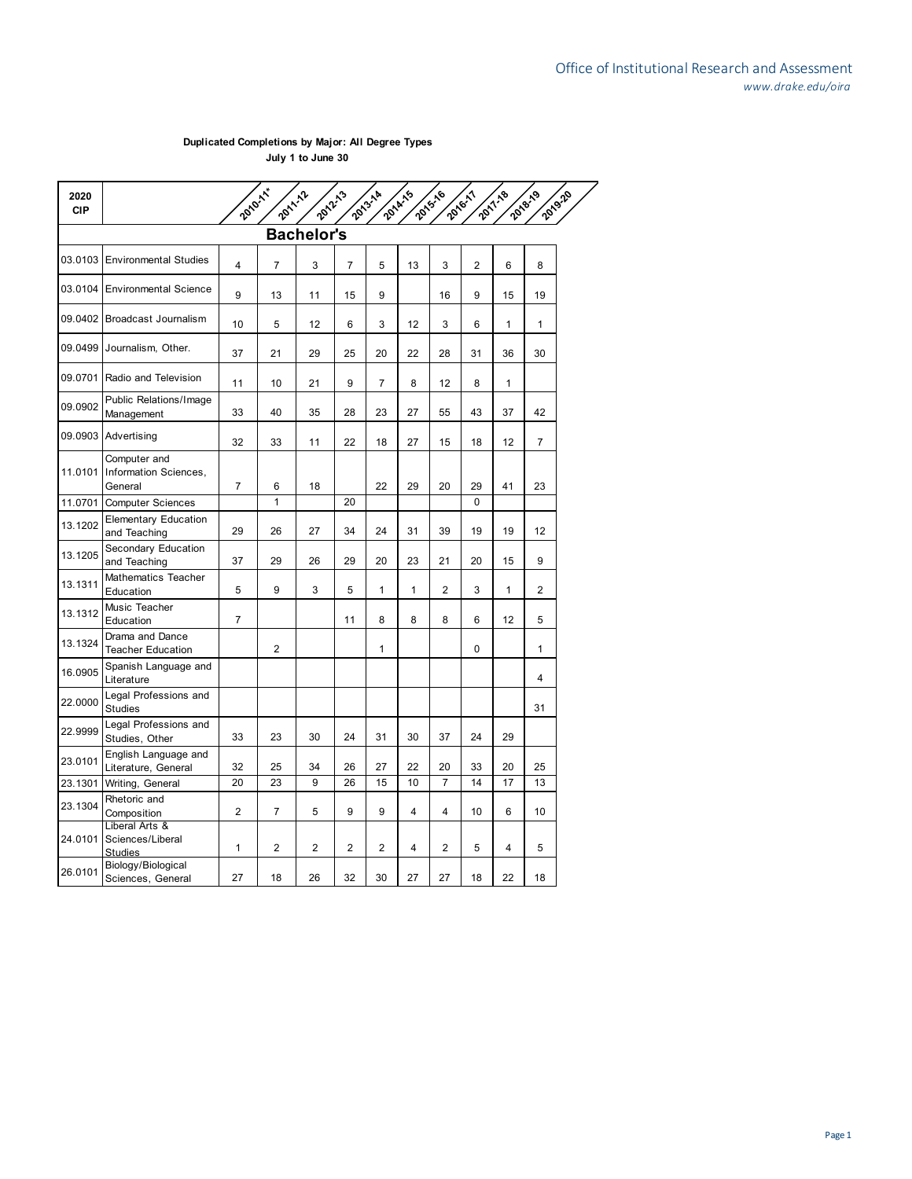Office of Institutional Research and Assessment
*www.drake.edu/oira*

**Duplicated Completions by Major: All Degree Types**
**July 1 to June 30**

| 2020 CIP | | 2010-11* | 2011-12 | 2012-13 | 2013-14 | 2014-15 | 2015-16 | 2016-17 | 2017-18 | 2018-19 | 2019-20 |
|---|---|---|---|---|---|---|---|---|---|---|---|
| **Bachelor's** | | | | | | | | | | | |
| 03.0103 | Environmental Studies | 4 | 7 | 3 | 7 | 5 | 13 | 3 | 2 | 6 | 8 |
| 03.0104 | Environmental Science | 9 | 13 | 11 | 15 | 9 | | 16 | 9 | 15 | 19 |
| 09.0402 | Broadcast Journalism | 10 | 5 | 12 | 6 | 3 | 12 | 3 | 6 | 1 | 1 |
| 09.0499 | Journalism, Other. | 37 | 21 | 29 | 25 | 20 | 22 | 28 | 31 | 36 | 30 |
| 09.0701 | Radio and Television | 11 | 10 | 21 | 9 | 7 | 8 | 12 | 8 | 1 | |
| 09.0902 | Public Relations/Image Management | 33 | 40 | 35 | 28 | 23 | 27 | 55 | 43 | 37 | 42 |
| 09.0903 | Advertising | 32 | 33 | 11 | 22 | 18 | 27 | 15 | 18 | 12 | 7 |
| 11.0101 | Computer and Information Sciences, General | 7 | 6 | 18 | | 22 | 29 | 20 | 29 | 41 | 23 |
| 11.0701 | Computer Sciences | | 1 | | 20 | | | | 0 | | |
| 13.1202 | Elementary Education and Teaching | 29 | 26 | 27 | 34 | 24 | 31 | 39 | 19 | 19 | 12 |
| 13.1205 | Secondary Education and Teaching | 37 | 29 | 26 | 29 | 20 | 23 | 21 | 20 | 15 | 9 |
| 13.1311 | Mathematics Teacher Education | 5 | 9 | 3 | 5 | 1 | 1 | 2 | 3 | 1 | 2 |
| 13.1312 | Music Teacher Education | 7 | | | 11 | 8 | 8 | 8 | 6 | 12 | 5 |
| 13.1324 | Drama and Dance Teacher Education | | 2 | | | 1 | | | 0 | | 1 |
| 16.0905 | Spanish Language and Literature | | | | | | | | | | 4 |
| 22.0000 | Legal Professions and Studies | | | | | | | | | | 31 |
| 22.9999 | Legal Professions and Studies, Other | 33 | 23 | 30 | 24 | 31 | 30 | 37 | 24 | 29 | |
| 23.0101 | English Language and Literature, General | 32 | 25 | 34 | 26 | 27 | 22 | 20 | 33 | 20 | 25 |
| 23.1301 | Writing, General | 20 | 23 | 9 | 26 | 15 | 10 | 7 | 14 | 17 | 13 |
| 23.1304 | Rhetoric and Composition | 2 | 7 | 5 | 9 | 9 | 4 | 4 | 10 | 6 | 10 |
| 24.0101 | Liberal Arts & Sciences/Liberal Studies | 1 | 2 | 2 | 2 | 2 | 4 | 2 | 5 | 4 | 5 |
| 26.0101 | Biology/Biological Sciences, General | 27 | 18 | 26 | 32 | 30 | 27 | 27 | 18 | 22 | 18 |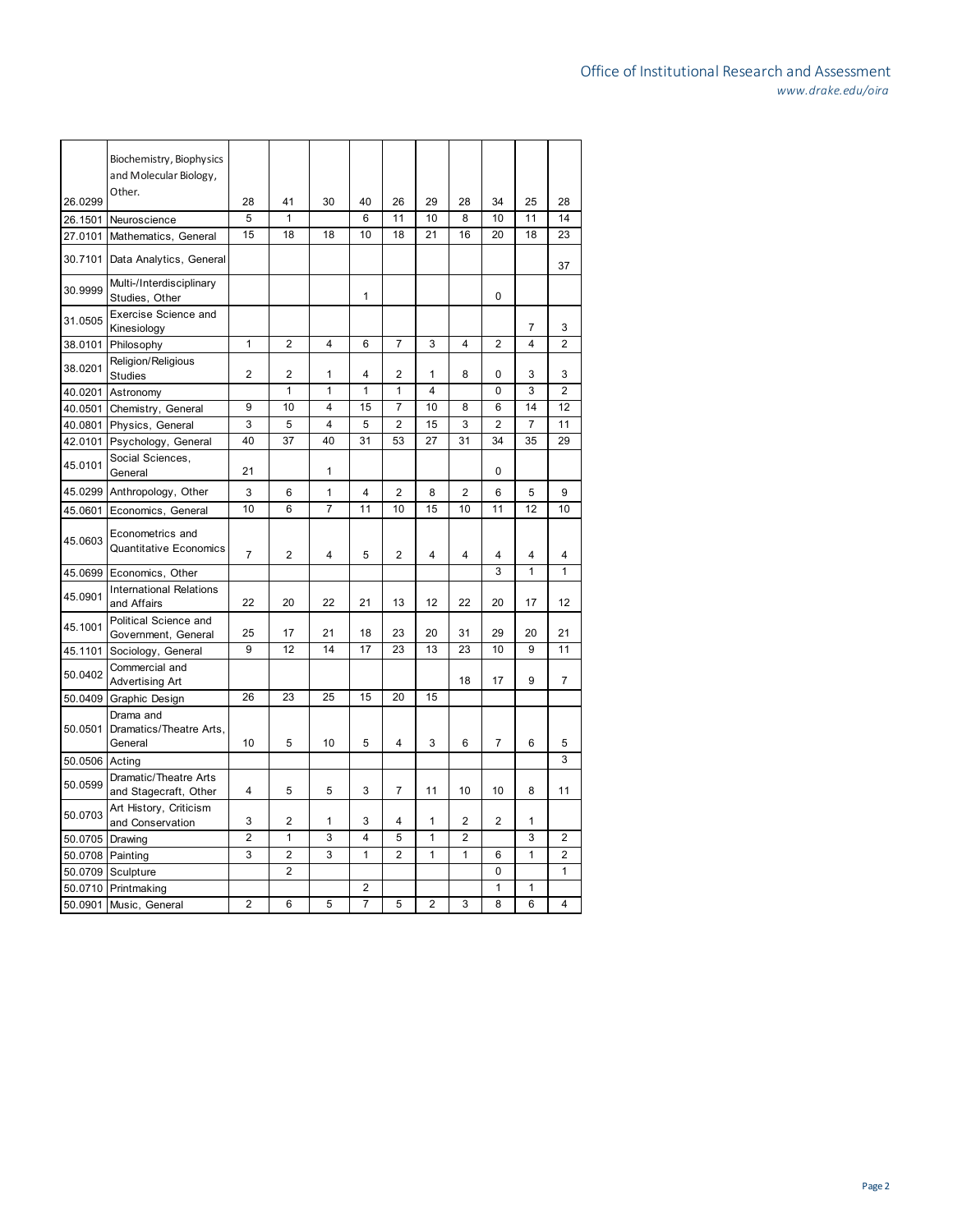| | | | | | | | | | | | |
|---|---|---|---|---|---|---|---|---|---|---|---|
| 26.0299 | Biochemistry, Biophysics and Molecular Biology, Other. | 28 | 41 | 30 | 40 | 26 | 29 | 28 | 34 | 25 | 28 |
| 26.1501 | Neuroscience | 5 | 1 | | 6 | 11 | 10 | 8 | 10 | 11 | 14 |
| 27.0101 | Mathematics, General | 15 | 18 | 18 | 10 | 18 | 21 | 16 | 20 | 18 | 23 |
| 30.7101 | Data Analytics, General | | | | | | | | | | 37 |
| 30.9999 | Multi-/Interdisciplinary Studies, Other | | | | 1 | | | | 0 | | |
| 31.0505 | Exercise Science and Kinesiology | | | | | | | | | 7 | 3 |
| 38.0101 | Philosophy | 1 | 2 | 4 | 6 | 7 | 3 | 4 | 2 | 4 | 2 |
| 38.0201 | Religion/Religious Studies | 2 | 2 | 1 | 4 | 2 | 1 | 8 | 0 | 3 | 3 |
| 40.0201 | Astronomy | | 1 | 1 | 1 | 1 | 4 | | 0 | 3 | 2 |
| 40.0501 | Chemistry, General | 9 | 10 | 4 | 15 | 7 | 10 | 8 | 6 | 14 | 12 |
| 40.0801 | Physics, General | 3 | 5 | 4 | 5 | 2 | 15 | 3 | 2 | 7 | 11 |
| 42.0101 | Psychology, General | 40 | 37 | 40 | 31 | 53 | 27 | 31 | 34 | 35 | 29 |
| 45.0101 | Social Sciences, General | 21 | | 1 | | | | | 0 | | |
| 45.0299 | Anthropology, Other | 3 | 6 | 1 | 4 | 2 | 8 | 2 | 6 | 5 | 9 |
| 45.0601 | Economics, General | 10 | 6 | 7 | 11 | 10 | 15 | 10 | 11 | 12 | 10 |
| 45.0603 | Econometrics and Quantitative Economics | 7 | 2 | 4 | 5 | 2 | 4 | 4 | 4 | 4 | 4 |
| 45.0699 | Economics, Other | | | | | | | | 3 | 1 | 1 |
| 45.0901 | International Relations and Affairs | 22 | 20 | 22 | 21 | 13 | 12 | 22 | 20 | 17 | 12 |
| 45.1001 | Political Science and Government, General | 25 | 17 | 21 | 18 | 23 | 20 | 31 | 29 | 20 | 21 |
| 45.1101 | Sociology, General | 9 | 12 | 14 | 17 | 23 | 13 | 23 | 10 | 9 | 11 |
| 50.0402 | Commercial and Advertising Art | | | | | | | 18 | 17 | 9 | 7 |
| 50.0409 | Graphic Design | 26 | 23 | 25 | 15 | 20 | 15 | | | | |
| 50.0501 | Drama and Dramatics/Theatre Arts, General | 10 | 5 | 10 | 5 | 4 | 3 | 6 | 7 | 6 | 5 |
| 50.0506 | Acting | | | | | | | | | | 3 |
| 50.0599 | Dramatic/Theatre Arts and Stagecraft, Other | 4 | 5 | 5 | 3 | 7 | 11 | 10 | 10 | 8 | 11 |
| 50.0703 | Art History, Criticism and Conservation | 3 | 2 | 1 | 3 | 4 | 1 | 2 | 2 | 1 | |
| 50.0705 | Drawing | 2 | 1 | 3 | 4 | 5 | 1 | 2 | | 3 | 2 |
| 50.0708 | Painting | 3 | 2 | 3 | 1 | 2 | 1 | 1 | 6 | 1 | 2 |
| 50.0709 | Sculpture | | 2 | | | | | | 0 | | 1 |
| 50.0710 | Printmaking | | | | 2 | | | | 1 | 1 | |
| 50.0901 | Music, General | 2 | 6 | 5 | 7 | 5 | 2 | 3 | 8 | 6 | 4 |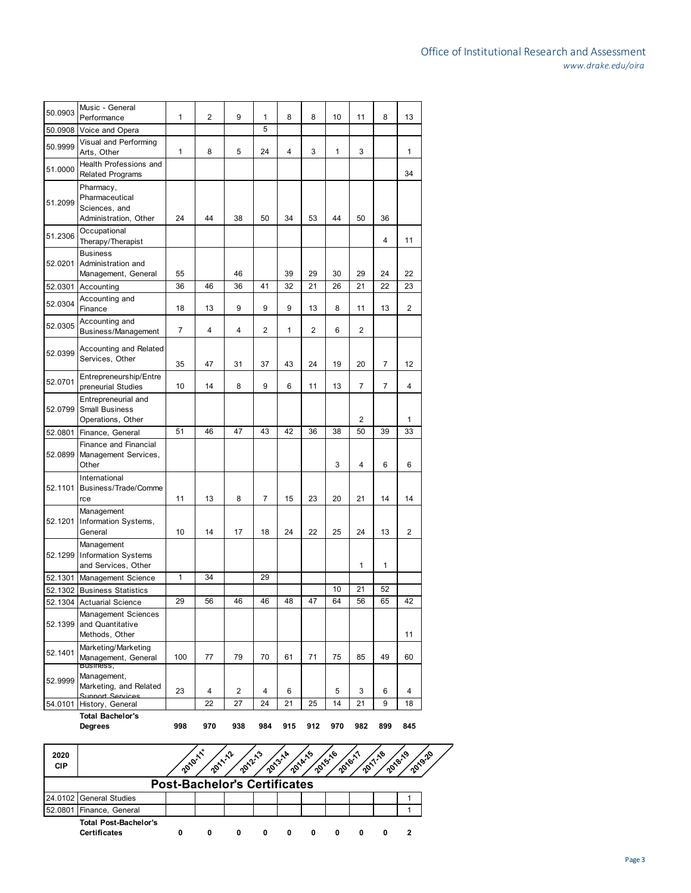| 2020 CIP | | 2010-11* | 2011-12 | 2012-13 | 2013-14 | 2014-15 | 2015-16 | 2016-17 | 2017-18 | 2018-19 | 2019-20 |
|---|---|---|---|---|---|---|---|---|---|---|---|
| 50.0903 | Music - General Performance | 1 | 2 | 9 | 1 | 8 | 8 | 10 | 11 | 8 | 13 |
| 50.0908 | Voice and Opera | | | | 5 | | | | | | |
| 50.9999 | Visual and Performing Arts, Other | 1 | 8 | 5 | 24 | 4 | 3 | 1 | 3 | | 1 |
| 51.0000 | Health Professions and Related Programs | | | | | | | | | | 34 |
| 51.2099 | Pharmacy, Pharmaceutical Sciences, and Administration, Other | 24 | 44 | 38 | 50 | 34 | 53 | 44 | 50 | 36 | |
| 51.2306 | Occupational Therapy/Therapist | | | | | | | | | 4 | 11 |
| 52.0201 | Business Administration and Management, General | 55 | | 46 | | 39 | 29 | 30 | 29 | 24 | 22 |
| 52.0301 | Accounting | 36 | 46 | 36 | 41 | 32 | 21 | 26 | 21 | 22 | 23 |
| 52.0304 | Accounting and Finance | 18 | 13 | 9 | 9 | 9 | 13 | 8 | 11 | 13 | 2 |
| 52.0305 | Accounting and Business/Management | 7 | 4 | 4 | 2 | 1 | 2 | 6 | 2 | | |
| 52.0399 | Accounting and Related Services, Other | 35 | 47 | 31 | 37 | 43 | 24 | 19 | 20 | 7 | 12 |
| 52.0701 | Entrepreneurship/Entrepreneurial Studies | 10 | 14 | 8 | 9 | 6 | 11 | 13 | 7 | 7 | 4 |
| 52.0799 | Entrepreneurial and Small Business Operations, Other | | | | | | | | 2 | | 1 |
| 52.0801 | Finance, General | 51 | 46 | 47 | 43 | 42 | 36 | 38 | 50 | 39 | 33 |
| 52.0899 | Finance and Financial Management Services, Other | | | | | | | 3 | 4 | 6 | 6 |
| 52.1101 | International Business/Trade/Commerce | 11 | 13 | 8 | 7 | 15 | 23 | 20 | 21 | 14 | 14 |
| 52.1201 | Management Information Systems, General | 10 | 14 | 17 | 18 | 24 | 22 | 25 | 24 | 13 | 2 |
| 52.1299 | Management Information Systems and Services, Other | | | | | | | | 1 | 1 | |
| 52.1301 | Management Science | 1 | 34 | | 29 | | | | | | |
| 52.1302 | Business Statistics | | | | | | | 10 | 21 | 52 | |
| 52.1304 | Actuarial Science | 29 | 56 | 46 | 46 | 48 | 47 | 64 | 56 | 65 | 42 |
| 52.1399 | Management Sciences and Quantitative Methods, Other | | | | | | | | | | 11 |
| 52.1401 | Marketing/Marketing Management, General | 100 | 77 | 79 | 70 | 61 | 71 | 75 | 85 | 49 | 60 |
| 52.9999 | Business, Management, Marketing, and Related Support Services | 23 | 4 | 2 | 4 | 6 | | 5 | 3 | 6 | 4 |
| 54.0101 | History, General | | 22 | 27 | 24 | 21 | 25 | 14 | 21 | 9 | 18 |
| | **Total Bachelor's Degrees** | **998** | **970** | **938** | **984** | **915** | **912** | **970** | **982** | **899** | **845** |

| 2020 CIP | | 2010-11* | 2011-12 | 2012-13 | 2013-14 | 2014-15 | 2015-16 | 2016-17 | 2017-18 | 2018-19 | 2019-20 |
|---|---|---|---|---|---|---|---|---|---|---|---|
| | **Post-Bachelor's Certificates** | | | | | | | | | | |
| 24.0102 | General Studies | | | | | | | | | | 1 |
| 52.0801 | Finance, General | | | | | | | | | | 1 |
| | **Total Post-Bachelor's Certificates** | **0** | **0** | **0** | **0** | **0** | **0** | **0** | **0** | **0** | **2** |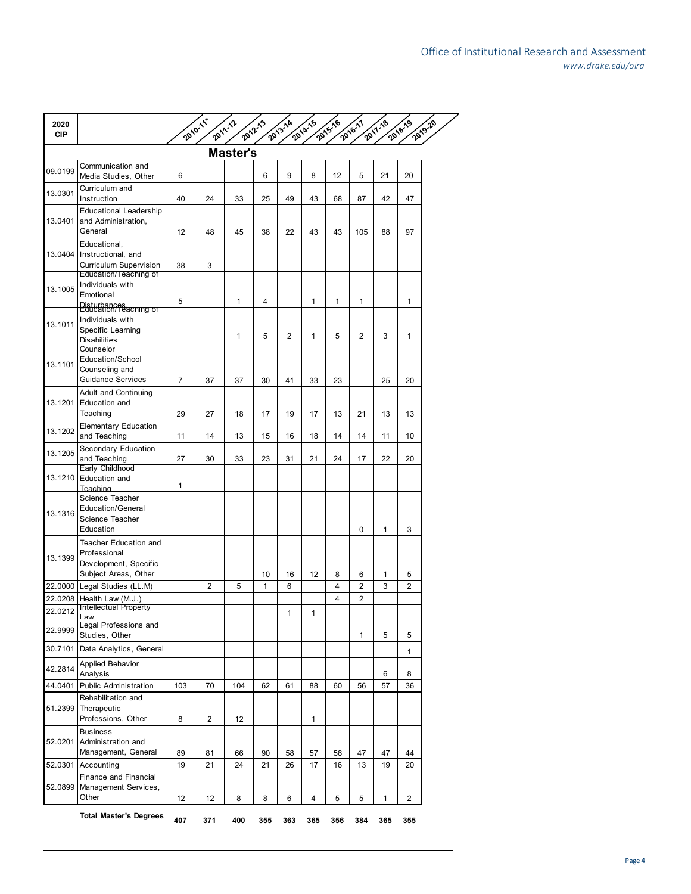| 2020 CIP | | 2010-11* | 2011-12 | 2012-13 | 2013-14 | 2014-15 | 2015-16 | 2016-17 | 2017-18 | 2018-19 | 2019-20 |
|---|---|---|---|---|---|---|---|---|---|---|---|
| **Master's** | | | | | | | | | | | |
| 09.0199 | Communication and Media Studies, Other | 6 | | | 6 | 9 | 8 | 12 | 5 | 21 | 20 |
| 13.0301 | Curriculum and Instruction | 40 | 24 | 33 | 25 | 49 | 43 | 68 | 87 | 42 | 47 |
| 13.0401 | Educational Leadership and Administration, General | 12 | 48 | 45 | 38 | 22 | 43 | 43 | 105 | 88 | 97 |
| 13.0404 | Educational, Instructional, and Curriculum Supervision | 38 | 3 | | | | | | | | |
| 13.1005 | Education/Teaching of Individuals with Emotional Disturbances | 5 | | 1 | 4 | | 1 | 1 | 1 | | 1 |
| 13.1011 | Education/Teaching of Individuals with Specific Learning Disabilities | | | 1 | 5 | 2 | 1 | 5 | 2 | 3 | 1 |
| 13.1101 | Counselor Education/School Counseling and Guidance Services | 7 | 37 | 37 | 30 | 41 | 33 | 23 | | 25 | 20 |
| 13.1201 | Adult and Continuing Education and Teaching | 29 | 27 | 18 | 17 | 19 | 17 | 13 | 21 | 13 | 13 |
| 13.1202 | Elementary Education and Teaching | 11 | 14 | 13 | 15 | 16 | 18 | 14 | 14 | 11 | 10 |
| 13.1205 | Secondary Education and Teaching | 27 | 30 | 33 | 23 | 31 | 21 | 24 | 17 | 22 | 20 |
| 13.1210 | Early Childhood Education and Teaching | 1 | | | | | | | | | |
| 13.1316 | Science Teacher Education/General Science Teacher Education | | | | | | | | 0 | 1 | 3 |
| 13.1399 | Teacher Education and Professional Development, Specific Subject Areas, Other | | | | 10 | 16 | 12 | 8 | 6 | 1 | 5 |
| 22.0000 | Legal Studies (LL.M) | | 2 | 5 | 1 | 6 | | 4 | 2 | 3 | 2 |
| 22.0208 | Health Law (M.J.) | | | | | | | 4 | 2 | | |
| 22.0212 | Intellectual Property Law | | | | | 1 | 1 | | | | |
| 22.9999 | Legal Professions and Studies, Other | | | | | | | | 1 | 5 | 5 |
| 30.7101 | Data Analytics, General | | | | | | | | | | 1 |
| 42.2814 | Applied Behavior Analysis | | | | | | | | | 6 | 8 |
| 44.0401 | Public Administration | 103 | 70 | 104 | 62 | 61 | 88 | 60 | 56 | 57 | 36 |
| 51.2399 | Rehabilitation and Therapeutic Professions, Other | 8 | 2 | 12 | | | 1 | | | | |
| 52.0201 | Business Administration and Management, General | 89 | 81 | 66 | 90 | 58 | 57 | 56 | 47 | 47 | 44 |
| 52.0301 | Accounting | 19 | 21 | 24 | 21 | 26 | 17 | 16 | 13 | 19 | 20 |
| 52.0899 | Finance and Financial Management Services, Other | 12 | 12 | 8 | 8 | 6 | 4 | 5 | 5 | 1 | 2 |
| | **Total Master's Degrees** | **407** | **371** | **400** | **355** | **363** | **365** | **356** | **384** | **365** | **355** |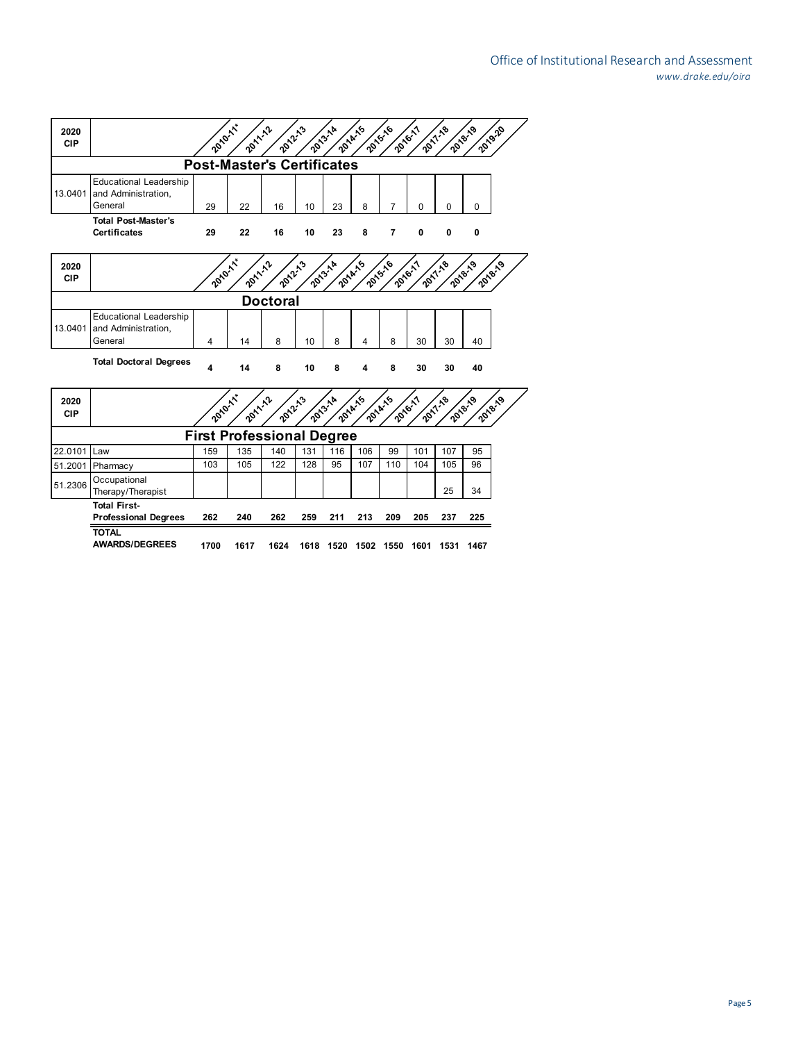| 2020 CIP | | 2010-11* | 2011-12 | 2012-13 | 2013-14 | 2014-15 | 2015-16 | 2016-17 | 2017-18 | 2018-19 | 2019-20 |
|---|---|---|---|---|---|---|---|---|---|---|---|
| **Post-Master's Certificates** | | | | | | | | | | | |
| 13.0401 | Educational Leadership and Administration, General | 29 | 22 | 16 | 10 | 23 | 8 | 7 | 0 | 0 | 0 |
| | **Total Post-Master's Certificates** | **29** | **22** | **16** | **10** | **23** | **8** | **7** | **0** | **0** | **0** |

| 2020 CIP | | 2010-11* | 2011-12 | 2012-13 | 2013-14 | 2014-15 | 2015-16 | 2016-17 | 2017-18 | 2018-19 | 2018-19 |
|---|---|---|---|---|---|---|---|---|---|---|---|
| **Doctoral** | | | | | | | | | | | |
| 13.0401 | Educational Leadership and Administration, General | 4 | 14 | 8 | 10 | 8 | 4 | 8 | 30 | 30 | 40 |
| | **Total Doctoral Degrees** | **4** | **14** | **8** | **10** | **8** | **4** | **8** | **30** | **30** | **40** |

| 2020 CIP | | 2010-11* | 2011-12 | 2012-13 | 2013-14 | 2014-15 | 2014-15 | 2016-17 | 2017-18 | 2018-19 | 2018-19 |
|---|---|---|---|---|---|---|---|---|---|---|---|
| **First Professional Degree** | | | | | | | | | | | |
| 22.0101 | Law | 159 | 135 | 140 | 131 | 116 | 106 | 99 | 101 | 107 | 95 |
| 51.2001 | Pharmacy | 103 | 105 | 122 | 128 | 95 | 107 | 110 | 104 | 105 | 96 |
| 51.2306 | Occupational Therapy/Therapist | | | | | | | | | 25 | 34 |
| | **Total First-Professional Degrees** | **262** | **240** | **262** | **259** | **211** | **213** | **209** | **205** | **237** | **225** |
| | **TOTAL AWARDS/DEGREES** | **1700** | **1617** | **1624** | **1618** | **1520** | **1502** | **1550** | **1601** | **1531** | **1467** |